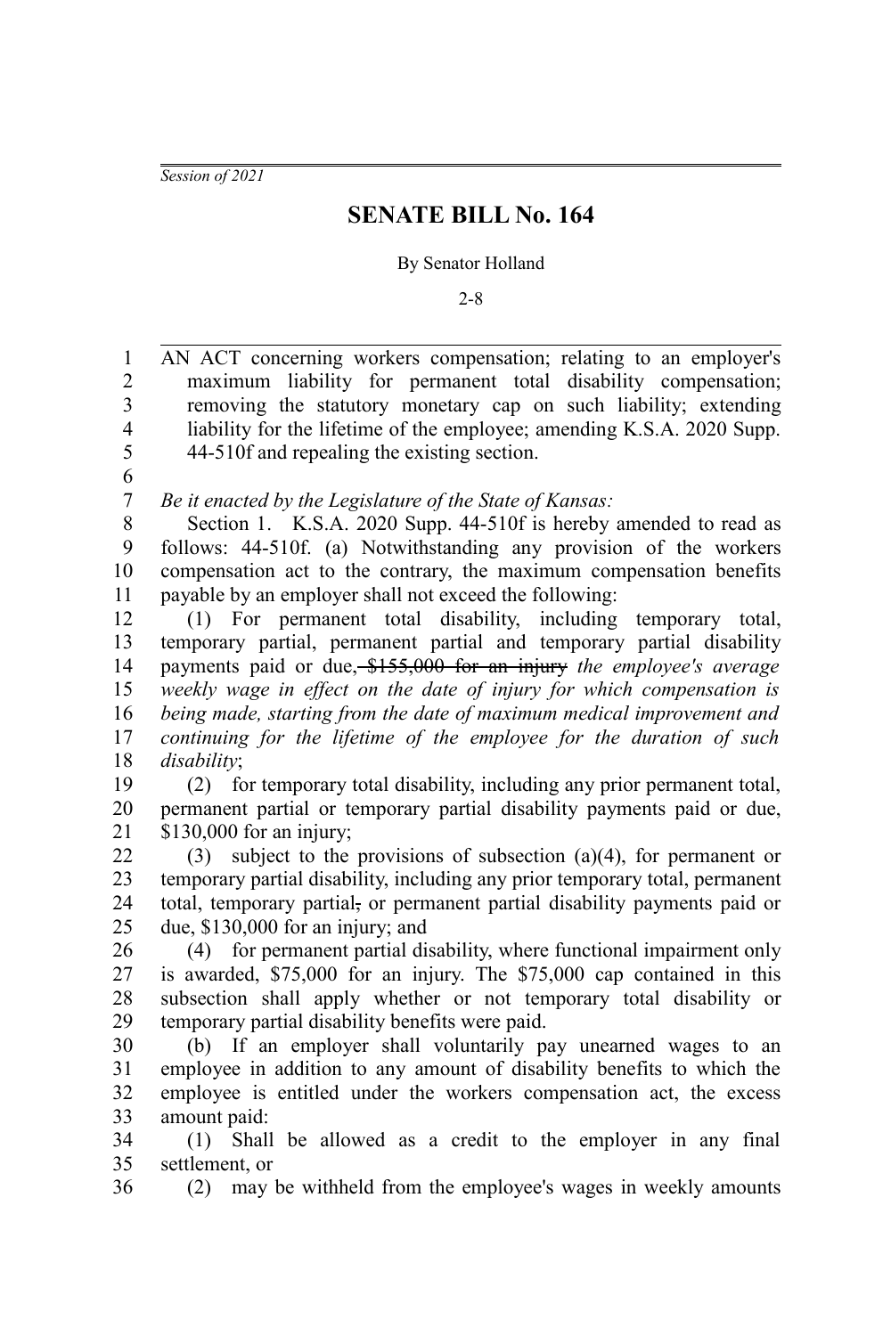*Session of 2021*

# SENATE BILL No. 164

By Senator Holland

2-8

AN ACT concerning workers compensation; relating to an employer's maximum liability for permanent total disability compensation; removing the statutory monetary cap on such liability; extending liability for the lifetime of the employee; amending K.S.A. 2020 Supp. 44-510f and repealing the existing section.

*Be it enacted by the Legislature of the State of Kansas:*

Section 1. K.S.A. 2020 Supp. 44-510f is hereby amended to read as follows: 44-510f. (a) Notwithstanding any provision of the workers compensation act to the contrary, the maximum compensation benefits payable by an employer shall not exceed the following:

(1) For permanent total disability, including temporary total, temporary partial, permanent partial and temporary partial disability payments paid or due, ~~$155,000 for an injury~~ *the employee's average weekly wage in effect on the date of injury for which compensation is being made, starting from the date of maximum medical improvement and continuing for the lifetime of the employee for the duration of such disability*;

(2) for temporary total disability, including any prior permanent total, permanent partial or temporary partial disability payments paid or due, $130,000 for an injury;

(3) subject to the provisions of subsection (a)(4), for permanent or temporary partial disability, including any prior temporary total, permanent total, temporary partial~~,~~ or permanent partial disability payments paid or due, $130,000 for an injury; and

(4) for permanent partial disability, where functional impairment only is awarded, $75,000 for an injury. The $75,000 cap contained in this subsection shall apply whether or not temporary total disability or temporary partial disability benefits were paid.

(b) If an employer shall voluntarily pay unearned wages to an employee in addition to any amount of disability benefits to which the employee is entitled under the workers compensation act, the excess amount paid:

(1) Shall be allowed as a credit to the employer in any final settlement, or

(2) may be withheld from the employee's wages in weekly amounts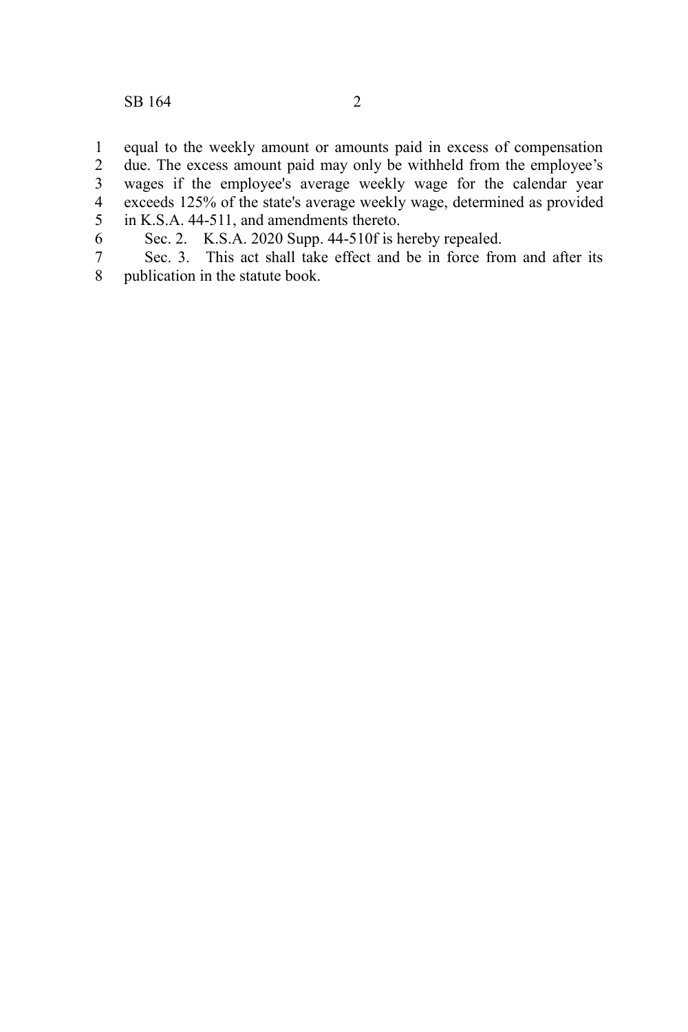equal to the weekly amount or amounts paid in excess of compensation due. The excess amount paid may only be withheld from the employee's wages if the employee's average weekly wage for the calendar year exceeds 125% of the state's average weekly wage, determined as provided in K.S.A. 44-511, and amendments thereto.

Sec. 2. K.S.A. 2020 Supp. 44-510f is hereby repealed.

Sec. 3. This act shall take effect and be in force from and after its publication in the statute book.